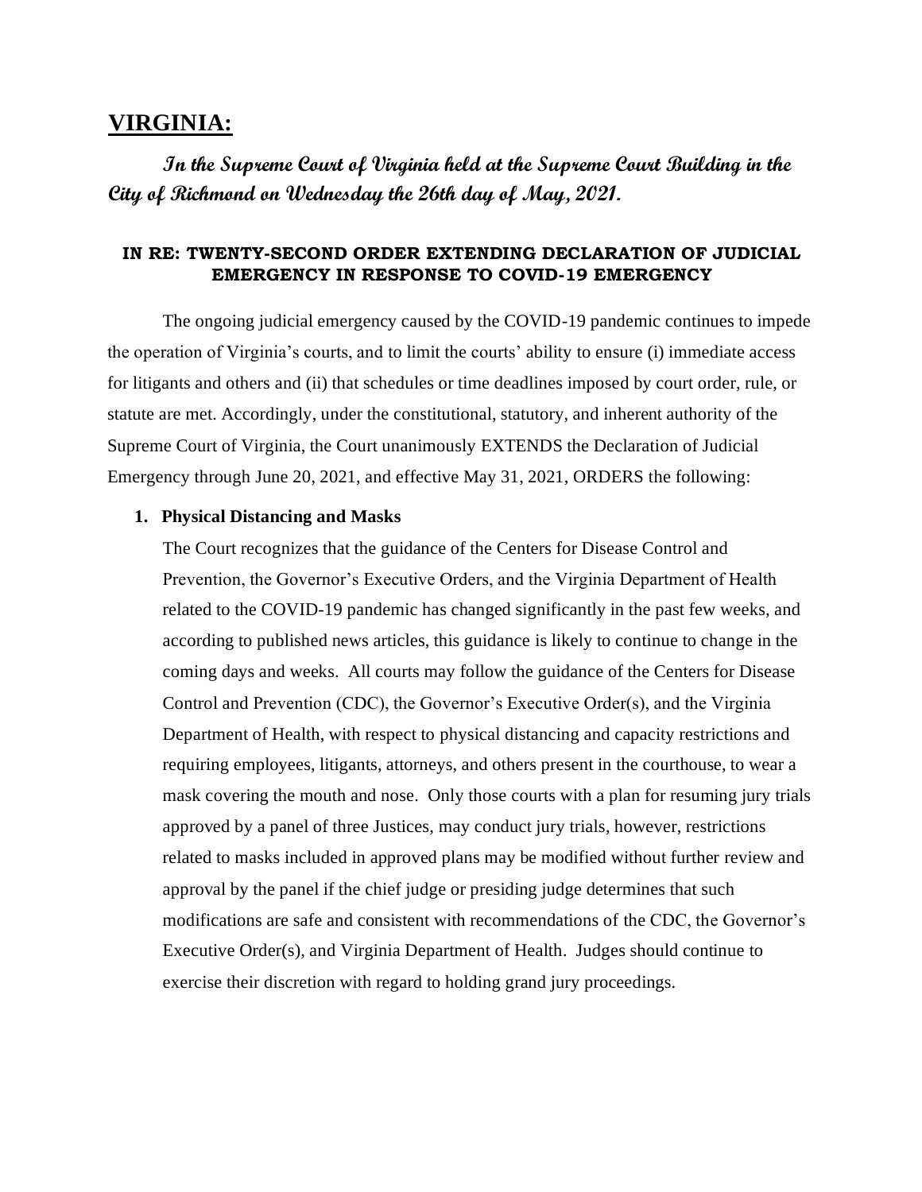# VIRGINIA:

***In the Supreme Court of Virginia held at the Supreme Court Building in the City of Richmond on Wednesday the 26th day of May, 2021.***

**IN RE: TWENTY-SECOND ORDER EXTENDING DECLARATION OF JUDICIAL EMERGENCY IN RESPONSE TO COVID-19 EMERGENCY**

The ongoing judicial emergency caused by the COVID-19 pandemic continues to impede the operation of Virginia's courts, and to limit the courts' ability to ensure (i) immediate access for litigants and others and (ii) that schedules or time deadlines imposed by court order, rule, or statute are met. Accordingly, under the constitutional, statutory, and inherent authority of the Supreme Court of Virginia, the Court unanimously EXTENDS the Declaration of Judicial Emergency through June 20, 2021, and effective May 31, 2021, ORDERS the following:

1. **Physical Distancing and Masks**

   The Court recognizes that the guidance of the Centers for Disease Control and Prevention, the Governor's Executive Orders, and the Virginia Department of Health related to the COVID-19 pandemic has changed significantly in the past few weeks, and according to published news articles, this guidance is likely to continue to change in the coming days and weeks. All courts may follow the guidance of the Centers for Disease Control and Prevention (CDC), the Governor's Executive Order(s), and the Virginia Department of Health, with respect to physical distancing and capacity restrictions and requiring employees, litigants, attorneys, and others present in the courthouse, to wear a mask covering the mouth and nose. Only those courts with a plan for resuming jury trials approved by a panel of three Justices, may conduct jury trials, however, restrictions related to masks included in approved plans may be modified without further review and approval by the panel if the chief judge or presiding judge determines that such modifications are safe and consistent with recommendations of the CDC, the Governor's Executive Order(s), and Virginia Department of Health. Judges should continue to exercise their discretion with regard to holding grand jury proceedings.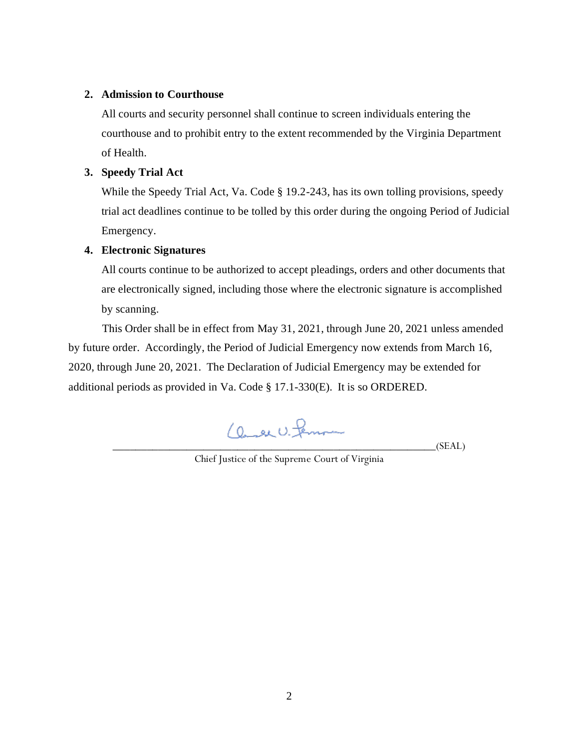2. **Admission to Courthouse**

   All courts and security personnel shall continue to screen individuals entering the courthouse and to prohibit entry to the extent recommended by the Virginia Department of Health.

3. **Speedy Trial Act**

   While the Speedy Trial Act, Va. Code § 19.2-243, has its own tolling provisions, speedy trial act deadlines continue to be tolled by this order during the ongoing Period of Judicial Emergency.

4. **Electronic Signatures**

   All courts continue to be authorized to accept pleadings, orders and other documents that are electronically signed, including those where the electronic signature is accomplished by scanning.

This Order shall be in effect from May 31, 2021, through June 20, 2021 unless amended by future order. Accordingly, the Period of Judicial Emergency now extends from March 16, 2020, through June 20, 2021. The Declaration of Judicial Emergency may be extended for additional periods as provided in Va. Code § 17.1-330(E). It is so ORDERED.

_______________________________________________(SEAL)

Chief Justice of the Supreme Court of Virginia